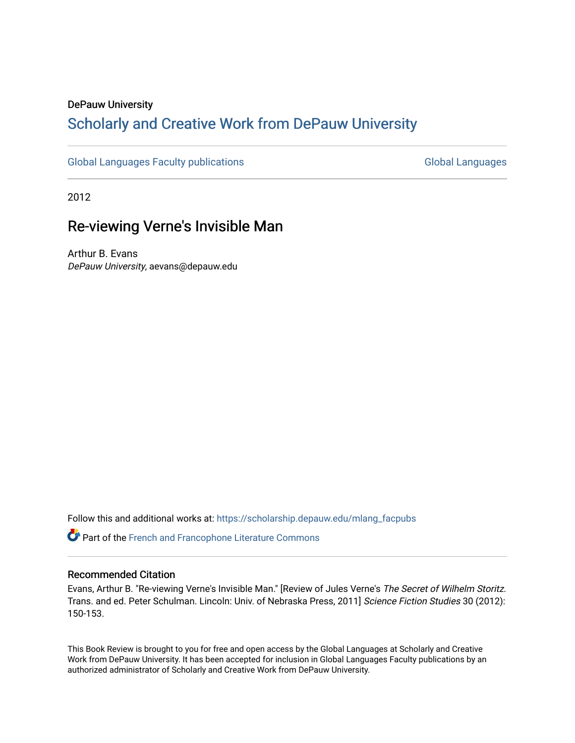DePauw University

# Scholarly and Creative Work from DePauw University

Global Languages Faculty publications

Global Languages

2012

## Re-viewing Verne's Invisible Man

Arthur B. Evans
*DePauw University*, aevans@depauw.edu

Follow this and additional works at: https://scholarship.depauw.edu/mlang_facpubs

Part of the French and Francophone Literature Commons

### Recommended Citation

Evans, Arthur B. "Re-viewing Verne's Invisible Man." [Review of Jules Verne's *The Secret of Wilhelm Storitz.* Trans. and ed. Peter Schulman. Lincoln: Univ. of Nebraska Press, 2011] *Science Fiction Studies* 30 (2012): 150-153.

This Book Review is brought to you for free and open access by the Global Languages at Scholarly and Creative Work from DePauw University. It has been accepted for inclusion in Global Languages Faculty publications by an authorized administrator of Scholarly and Creative Work from DePauw University.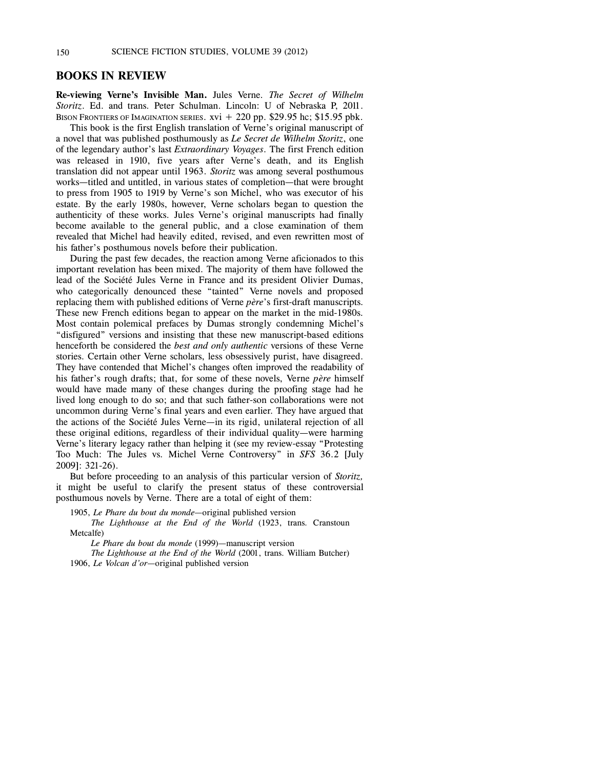## BOOKS IN REVIEW

**Re-viewing Verne's Invisible Man.** Jules Verne. *The Secret of Wilhelm Storitz*. Ed. and trans. Peter Schulman. Lincoln: U of Nebraska P, 2011. BISON FRONTIERS OF IMAGINATION SERIES. xvi + 220 pp. $29.95 hc; $15.95 pbk.

This book is the first English translation of Verne's original manuscript of a novel that was published posthumously as *Le Secret de Wilhelm Storitz*, one of the legendary author's last *Extraordinary Voyages*. The first French edition was released in 1910, five years after Verne's death, and its English translation did not appear until 1963. *Storitz* was among several posthumous works—titled and untitled, in various states of completion—that were brought to press from 1905 to 1919 by Verne's son Michel, who was executor of his estate. By the early 1980s, however, Verne scholars began to question the authenticity of these works. Jules Verne's original manuscripts had finally become available to the general public, and a close examination of them revealed that Michel had heavily edited, revised, and even rewritten most of his father's posthumous novels before their publication.

During the past few decades, the reaction among Verne aficionados to this important revelation has been mixed. The majority of them have followed the lead of the Société Jules Verne in France and its president Olivier Dumas, who categorically denounced these "tainted" Verne novels and proposed replacing them with published editions of Verne *père*'s first-draft manuscripts. These new French editions began to appear on the market in the mid-1980s. Most contain polemical prefaces by Dumas strongly condemning Michel's "disfigured" versions and insisting that these new manuscript-based editions henceforth be considered the *best and only authentic* versions of these Verne stories. Certain other Verne scholars, less obsessively purist, have disagreed. They have contended that Michel's changes often improved the readability of his father's rough drafts; that, for some of these novels, Verne *père* himself would have made many of these changes during the proofing stage had he lived long enough to do so; and that such father-son collaborations were not uncommon during Verne's final years and even earlier. They have argued that the actions of the Société Jules Verne—in its rigid, unilateral rejection of all these original editions, regardless of their individual quality—were harming Verne's literary legacy rather than helping it (see my review-essay "Protesting Too Much: The Jules vs. Michel Verne Controversy" in *SFS* 36.2 [July 2009]: 321-26).

But before proceeding to an analysis of this particular version of *Storitz,* it might be useful to clarify the present status of these controversial posthumous novels by Verne. There are a total of eight of them:

1905, *Le Phare du bout du monde*—original published version

*The Lighthouse at the End of the World* (1923, trans. Cranstoun Metcalfe)

*Le Phare du bout du monde* (1999)—manuscript version

*The Lighthouse at the End of the World* (2001, trans. William Butcher)

1906, *Le Volcan d'or*—original published version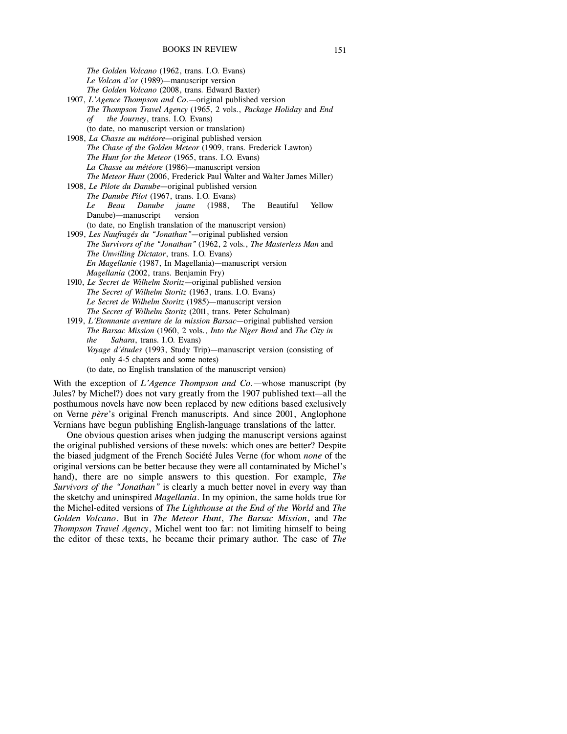*The Golden Volcano* (1962, trans. I.O. Evans)
*Le Volcan d'or* (1989)—manuscript version
*The Golden Volcano* (2008, trans. Edward Baxter)

1907, *L'Agence Thompson and Co.*—original published version
*The Thompson Travel Agency* (1965, 2 vols., *Package Holiday* and *End of the Journey*, trans. I.O. Evans)
(to date, no manuscript version or translation)

1908, *La Chasse au météore*—original published version
*The Chase of the Golden Meteor* (1909, trans. Frederick Lawton)
*The Hunt for the Meteor* (1965, trans. I.O. Evans)
*La Chasse au météore* (1986)—manuscript version
*The Meteor Hunt* (2006, Frederick Paul Walter and Walter James Miller)

1908, *Le Pilote du Danube*—original published version
*The Danube Pilot* (1967, trans. I.O. Evans)
*Le Beau Danube jaune* (1988, The Beautiful Yellow Danube)—manuscript version
(to date, no English translation of the manuscript version)

1909, *Les Naufragés du "Jonathan"*—original published version
*The Survivors of the "Jonathan"* (1962, 2 vols., *The Masterless Man* and *The Unwilling Dictator*, trans. I.O. Evans)
*En Magellanie* (1987, In Magellania)—manuscript version
*Magellania* (2002, trans. Benjamin Fry)

1910, *Le Secret de Wilhelm Storitz*—original published version
*The Secret of Wilhelm Storitz* (1963, trans. I.O. Evans)
*Le Secret de Wilhelm Storitz* (1985)—manuscript version
*The Secret of Wilhelm Storitz* (2011, trans. Peter Schulman)

1919, *L'Etonnante aventure de la mission Barsac*—original published version
*The Barsac Mission* (1960, 2 vols., *Into the Niger Bend* and *The City in the Sahara*, trans. I.O. Evans)
*Voyage d'études* (1993, Study Trip)—manuscript version (consisting of only 4-5 chapters and some notes)
(to date, no English translation of the manuscript version)

With the exception of *L'Agence Thompson and Co.*—whose manuscript (by Jules? by Michel?) does not vary greatly from the 1907 published text—all the posthumous novels have now been replaced by new editions based exclusively on Verne *père*'s original French manuscripts. And since 2001, Anglophone Vernians have begun publishing English-language translations of the latter.

One obvious question arises when judging the manuscript versions against the original published versions of these novels: which ones are better? Despite the biased judgment of the French Société Jules Verne (for whom *none* of the original versions can be better because they were all contaminated by Michel's hand), there are no simple answers to this question. For example, *The Survivors of the "Jonathan"* is clearly a much better novel in every way than the sketchy and uninspired *Magellania*. In my opinion, the same holds true for the Michel-edited versions of *The Lighthouse at the End of the World* and *The Golden Volcano*. But in *The Meteor Hunt*, *The Barsac Mission*, and *The Thompson Travel Agency*, Michel went too far: not limiting himself to being the editor of these texts, he became their primary author. The case of *The*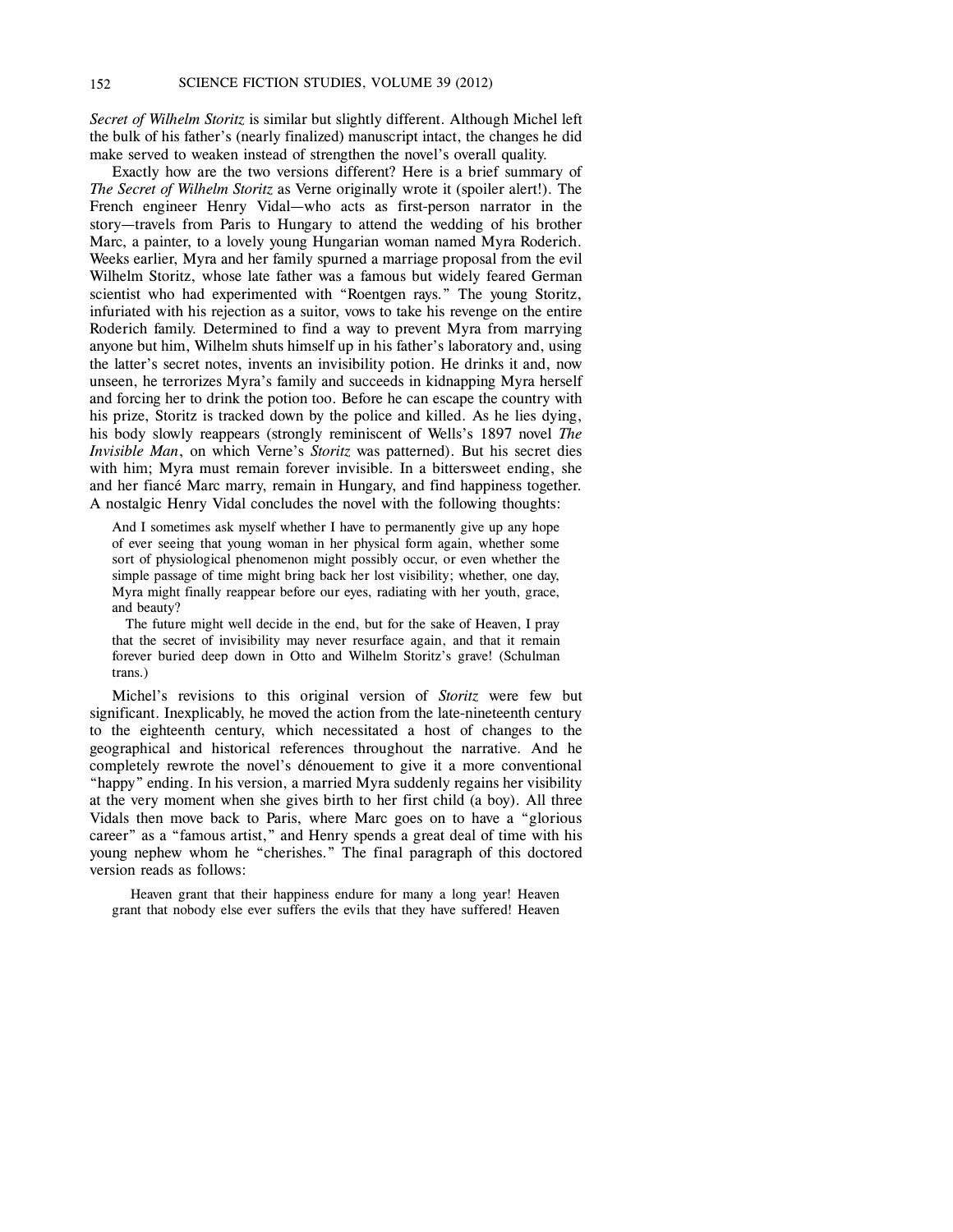*Secret of Wilhelm Storitz* is similar but slightly different. Although Michel left the bulk of his father's (nearly finalized) manuscript intact, the changes he did make served to weaken instead of strengthen the novel's overall quality.

Exactly how are the two versions different? Here is a brief summary of *The Secret of Wilhelm Storitz* as Verne originally wrote it (spoiler alert!). The French engineer Henry Vidal—who acts as first-person narrator in the story—travels from Paris to Hungary to attend the wedding of his brother Marc, a painter, to a lovely young Hungarian woman named Myra Roderich. Weeks earlier, Myra and her family spurned a marriage proposal from the evil Wilhelm Storitz, whose late father was a famous but widely feared German scientist who had experimented with "Roentgen rays." The young Storitz, infuriated with his rejection as a suitor, vows to take his revenge on the entire Roderich family. Determined to find a way to prevent Myra from marrying anyone but him, Wilhelm shuts himself up in his father's laboratory and, using the latter's secret notes, invents an invisibility potion. He drinks it and, now unseen, he terrorizes Myra's family and succeeds in kidnapping Myra herself and forcing her to drink the potion too. Before he can escape the country with his prize, Storitz is tracked down by the police and killed. As he lies dying, his body slowly reappears (strongly reminiscent of Wells's 1897 novel *The Invisible Man*, on which Verne's *Storitz* was patterned). But his secret dies with him; Myra must remain forever invisible. In a bittersweet ending, she and her fiancé Marc marry, remain in Hungary, and find happiness together. A nostalgic Henry Vidal concludes the novel with the following thoughts:

> And I sometimes ask myself whether I have to permanently give up any hope of ever seeing that young woman in her physical form again, whether some sort of physiological phenomenon might possibly occur, or even whether the simple passage of time might bring back her lost visibility; whether, one day, Myra might finally reappear before our eyes, radiating with her youth, grace, and beauty?
>
> The future might well decide in the end, but for the sake of Heaven, I pray that the secret of invisibility may never resurface again, and that it remain forever buried deep down in Otto and Wilhelm Storitz's grave! (Schulman trans.)

Michel's revisions to this original version of *Storitz* were few but significant. Inexplicably, he moved the action from the late-nineteenth century to the eighteenth century, which necessitated a host of changes to the geographical and historical references throughout the narrative. And he completely rewrote the novel's dénouement to give it a more conventional "happy" ending. In his version, a married Myra suddenly regains her visibility at the very moment when she gives birth to her first child (a boy). All three Vidals then move back to Paris, where Marc goes on to have a "glorious career" as a "famous artist," and Henry spends a great deal of time with his young nephew whom he "cherishes." The final paragraph of this doctored version reads as follows:

> Heaven grant that their happiness endure for many a long year! Heaven grant that nobody else ever suffers the evils that they have suffered! Heaven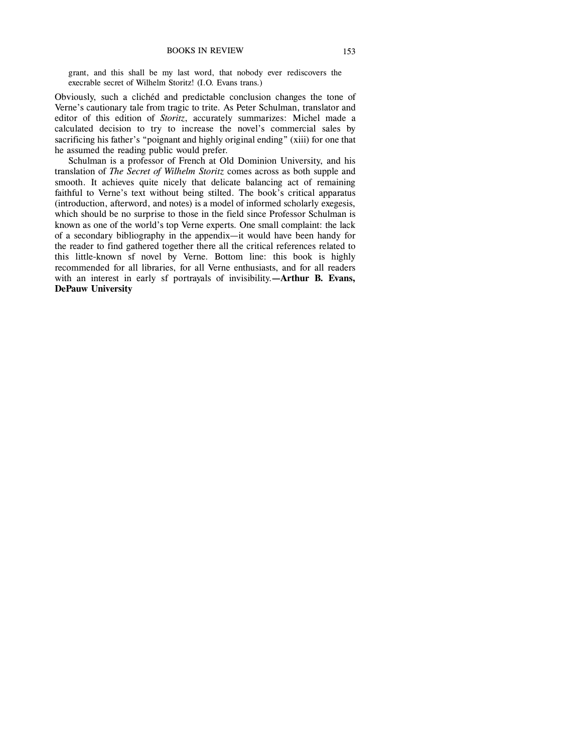> grant, and this shall be my last word, that nobody ever rediscovers the execrable secret of Wilhelm Storitz! (I.O. Evans trans.)

Obviously, such a clichéd and predictable conclusion changes the tone of Verne's cautionary tale from tragic to trite. As Peter Schulman, translator and editor of this edition of *Storitz*, accurately summarizes: Michel made a calculated decision to try to increase the novel's commercial sales by sacrificing his father's "poignant and highly original ending" (xiii) for one that he assumed the reading public would prefer.

Schulman is a professor of French at Old Dominion University, and his translation of *The Secret of Wilhelm Storitz* comes across as both supple and smooth. It achieves quite nicely that delicate balancing act of remaining faithful to Verne's text without being stilted. The book's critical apparatus (introduction, afterword, and notes) is a model of informed scholarly exegesis, which should be no surprise to those in the field since Professor Schulman is known as one of the world's top Verne experts. One small complaint: the lack of a secondary bibliography in the appendix—it would have been handy for the reader to find gathered together there all the critical references related to this little-known sf novel by Verne. Bottom line: this book is highly recommended for all libraries, for all Verne enthusiasts, and for all readers with an interest in early sf portrayals of invisibility.**—Arthur B. Evans, DePauw University**